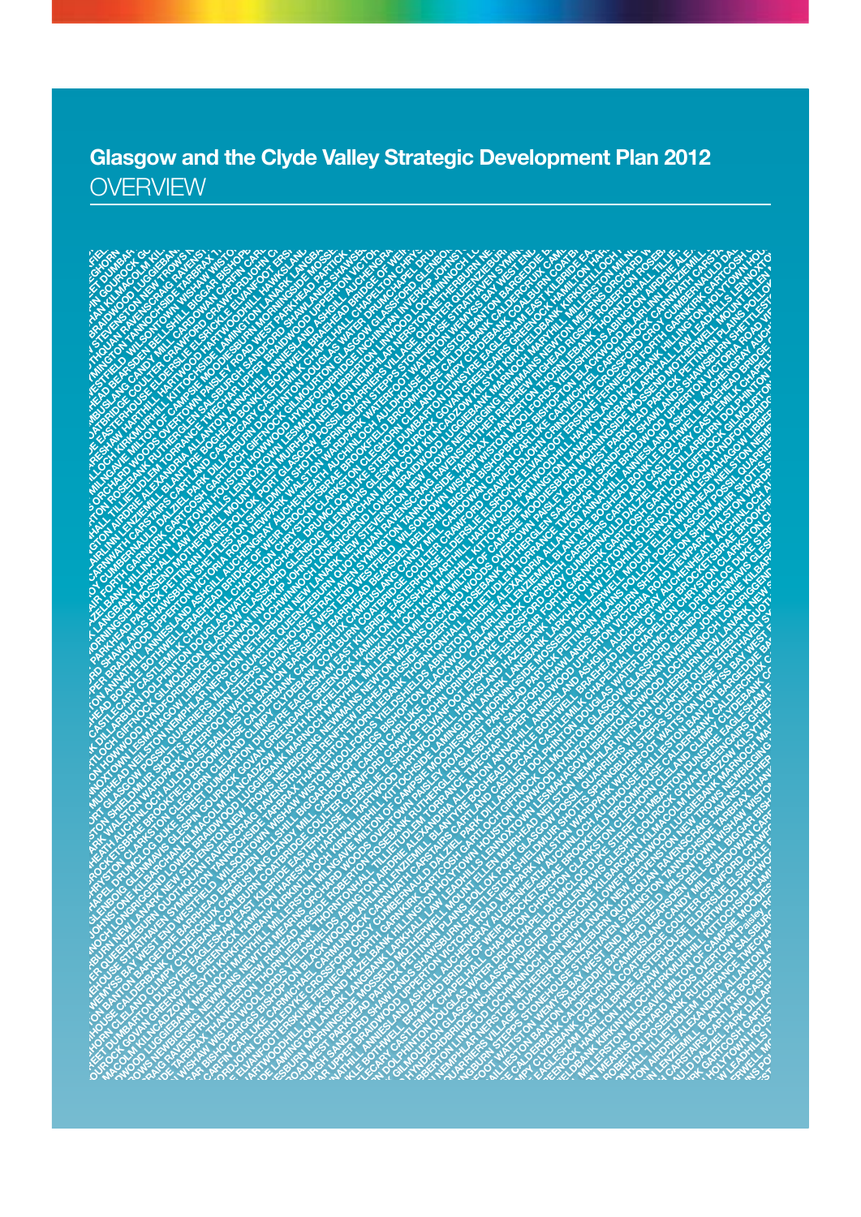# Glasgow and the Clyde Valley Strategic Development Plan 2012

## OVERVIEW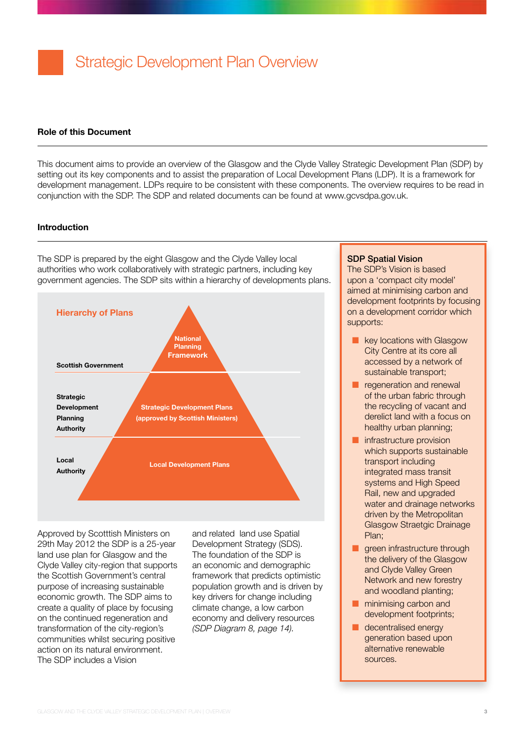# Strategic Development Plan Overview

## Role of this Document

This document aims to provide an overview of the Glasgow and the Clyde Valley Strategic Development Plan (SDP) by setting out its key components and to assist the preparation of Local Development Plans (LDP). It is a framework for development management. LDPs require to be consistent with these components. The overview requires to be read in conjunction with the SDP. The SDP and related documents can be found at www.gcvsdpa.gov.uk.

## Introduction

The SDP is prepared by the eight Glasgow and the Clyde Valley local authorities who work collaboratively with strategic partners, including key government agencies. The SDP sits within a hierarchy of developments plans.

**Hierarchy of Plans**

| Authority | Plan |
| --- | --- |
| Scottish Government | National Planning Framework |
| Strategic Development Planning Authority | Strategic Development Plans (approved by Scottish Ministers) |
| Local Authority | Local Development Plans |

Approved by Scotttish Ministers on 29th May 2012 the SDP is a 25-year land use plan for Glasgow and the Clyde Valley city-region that supports the Scottish Government's central purpose of increasing sustainable economic growth. The SDP aims to create a quality of place by focusing on the continued regeneration and transformation of the city-region's communities whilst securing positive action on its natural environment. The SDP includes a Vision and related land use Spatial Development Strategy (SDS). The foundation of the SDP is an economic and demographic framework that predicts optimistic population growth and is driven by key drivers for change including climate change, a low carbon economy and delivery resources *(SDP Diagram 8, page 14).*

**SDP Spatial Vision**

The SDP's Vision is based upon a 'compact city model' aimed at minimising carbon and development footprints by focusing on a development corridor which supports:

- key locations with Glasgow City Centre at its core all accessed by a network of sustainable transport;
- regeneration and renewal of the urban fabric through the recycling of vacant and derelict land with a focus on healthy urban planning;
- infrastructure provision which supports sustainable transport including integrated mass transit systems and High Speed Rail, new and upgraded water and drainage networks driven by the Metropolitan Glasgow Straetgic Drainage Plan;
- green infrastructure through the delivery of the Glasgow and Clyde Valley Green Network and new forestry and woodland planting;
- minimising carbon and development footprints;
- decentralised energy generation based upon alternative renewable sources.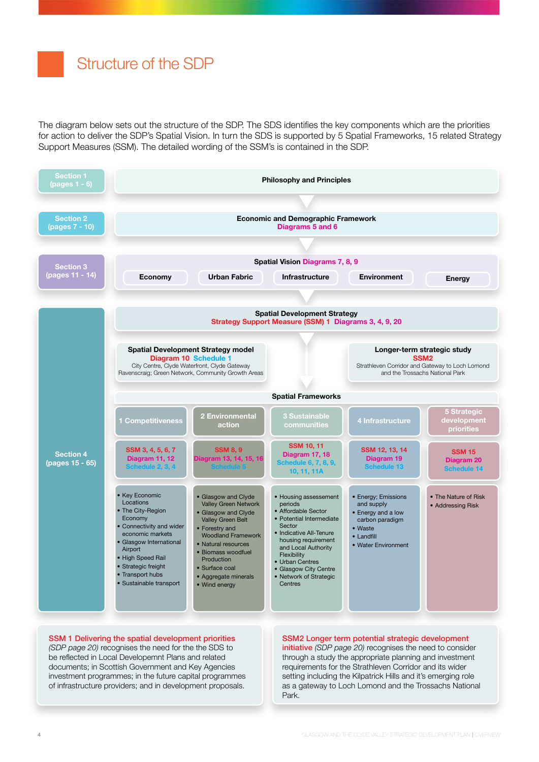# Structure of the SDP

The diagram below sets out the structure of the SDP. The SDS identifies the key components which are the priorities for action to deliver the SDP's Spatial Vision. In turn the SDS is supported by 5 Spatial Frameworks, 15 related Strategy Support Measures (SSM). The detailed wording of the SSM's is contained in the SDP.

**Section 1 (pages 1 - 6)**

**Philosophy and Principles**

**Section 2 (pages 7 - 10)**

**Economic and Demographic Framework**
Diagrams 5 and 6

**Section 3 (pages 11 - 14)**

**Spatial Vision** Diagrams 7, 8, 9

- Economy
- Urban Fabric
- Infrastructure
- Environment
- Energy

**Section 4 (pages 15 - 65)**

**Spatial Development Strategy**
Strategy Support Measure (SSM) 1 Diagrams 3, 4, 9, 20

**Spatial Development Strategy model**
Diagram 10 Schedule 1
City Centre, Clyde Waterfront, Clyde Gateway Ravenscraig; Green Network, Community Growth Areas

**Longer-term strategic study**
SSM2
Strathleven Corridor and Gateway to Loch Lomond and the Trossachs National Park

**Spatial Frameworks**

| 1 Competitiveness | 2 Environmental action | 3 Sustainable communities | 4 Infrastructure | 5 Strategic development priorities |
|---|---|---|---|---|
| SSM 3, 4, 5, 6, 7<br>Diagram 11, 12<br>Schedule 2, 3, 4 | SSM 8, 9<br>Diagram 13, 14, 15, 16<br>Schedule 5 | SSM 10, 11<br>Diagram 17, 18<br>Schedule 6, 7, 8, 9, 10, 11, 11A | SSM 12, 13, 14<br>Diagram 19<br>Schedule 13 | SSM 15<br>Diagram 20<br>Schedule 14 |
| • Key Economic Locations<br>• The City-Region Economy<br>• Connectivity and wider economic markets<br>• Glasgow International Airport<br>• High Speed Rail<br>• Strategic freight<br>• Transport hubs<br>• Sustainable transport | • Glasgow and Clyde Valley Green Network<br>• Glasgow and Clyde Valley Green Belt<br>• Forestry and Woodland Framework<br>• Natural resources<br>• Biomass woodfuel Production<br>• Surface coal<br>• Aggregate minerals<br>• Wind energy | • Housing assessement periods<br>• Affordable Sector<br>• Potential Intermediate Sector<br>• Indicative All-Tenure housing requirement and Local Authority Flexibility<br>• Urban Centres<br>• Glasgow City Centre<br>• Network of Strategic Centres | • Energy; Emissions and supply<br>• Energy and a low carbon paradigm<br>• Waste<br>• Landfill<br>• Water Environment | • The Nature of Risk<br>• Addressing Risk |

**SSM 1 Delivering the spatial development priorities** *(SDP page 20)* recognises the need for the the SDS to be reflected in Local Developemnt Plans and related documents; in Scottish Government and Key Agencies investment programmes; in the future capital programmes of infrastructure providers; and in development proposals.

**SSM2 Longer term potential strategic development initiative** *(SDP page 20)* recognises the need to consider through a study the appropriate planning and investment requirements for the Strathleven Corridor and its wider setting including the Kilpatrick Hills and it's emerging role as a gateway to Loch Lomond and the Trossachs National Park.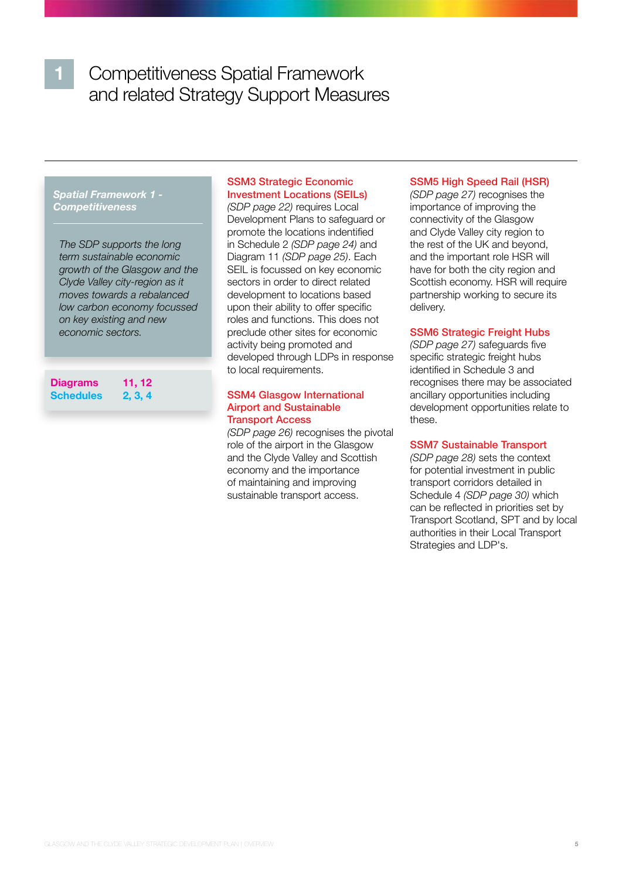# 1 Competitiveness Spatial Framework and related Strategy Support Measures

***Spatial Framework 1 - Competitiveness***

*The SDP supports the long term sustainable economic growth of the Glasgow and the Clyde Valley city-region as it moves towards a rebalanced low carbon economy focussed on key existing and new economic sectors.*

| | |
|---|---|
| **Diagrams** | **11, 12** |
| **Schedules** | **2, 3, 4** |

### SSM3 Strategic Economic Investment Locations (SEILs)

*(SDP page 22)* requires Local Development Plans to safeguard or promote the locations indentified in Schedule 2 *(SDP page 24)* and Diagram 11 *(SDP page 25)*. Each SEIL is focussed on key economic sectors in order to direct related development to locations based upon their ability to offer specific roles and functions. This does not preclude other sites for economic activity being promoted and developed through LDPs in response to local requirements.

### SSM4 Glasgow International Airport and Sustainable Transport Access

*(SDP page 26)* recognises the pivotal role of the airport in the Glasgow and the Clyde Valley and Scottish economy and the importance of maintaining and improving sustainable transport access.

### SSM5 High Speed Rail (HSR)

*(SDP page 27)* recognises the importance of improving the connectivity of the Glasgow and Clyde Valley city region to the rest of the UK and beyond, and the important role HSR will have for both the city region and Scottish economy. HSR will require partnership working to secure its delivery.

### SSM6 Strategic Freight Hubs

*(SDP page 27)* safeguards five specific strategic freight hubs identified in Schedule 3 and recognises there may be associated ancillary opportunities including development opportunities relate to these.

### SSM7 Sustainable Transport

*(SDP page 28)* sets the context for potential investment in public transport corridors detailed in Schedule 4 *(SDP page 30)* which can be reflected in priorities set by Transport Scotland, SPT and by local authorities in their Local Transport Strategies and LDP's.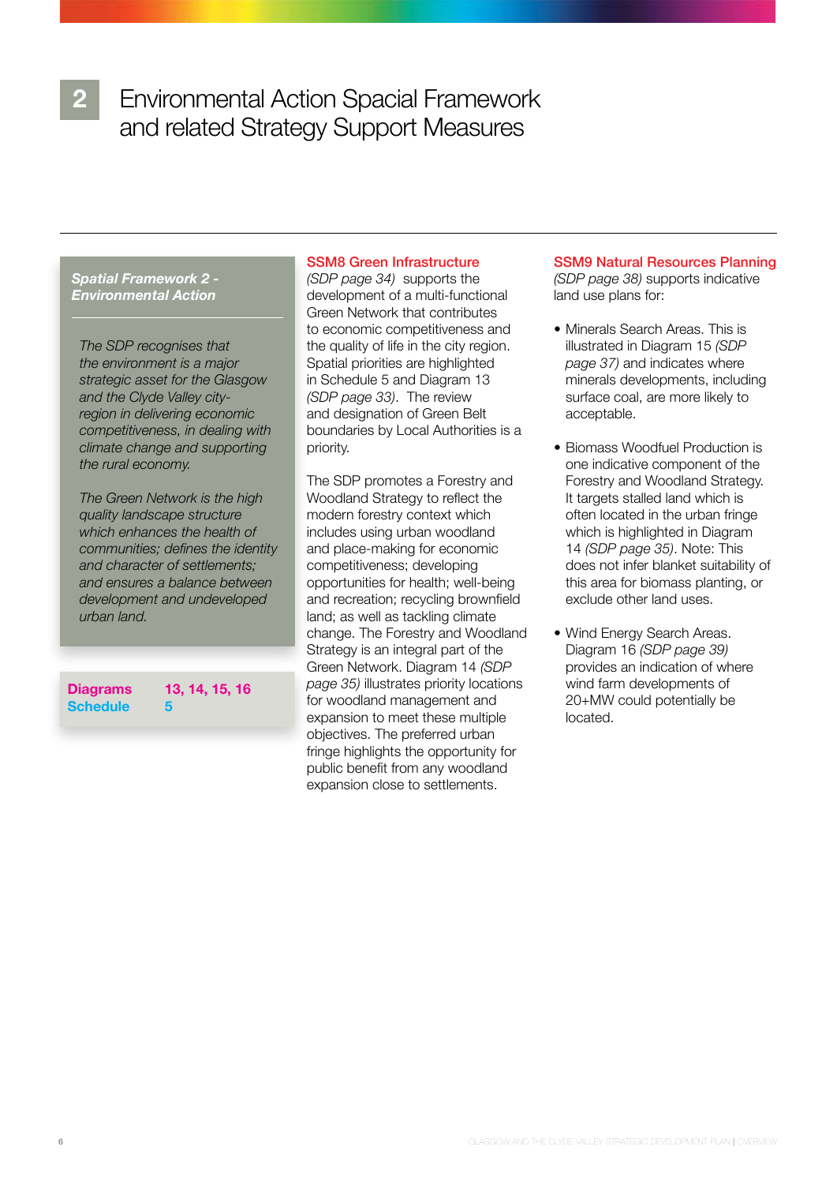# 2 Environmental Action Spacial Framework and related Strategy Support Measures

***Spatial Framework 2 - Environmental Action***

*The SDP recognises that the environment is a major strategic asset for the Glasgow and the Clyde Valley city-region in delivering economic competitiveness, in dealing with climate change and supporting the rural economy.*

*The Green Network is the high quality landscape structure which enhances the health of communities; defines the identity and character of settlements; and ensures a balance between development and undeveloped urban land.*

| | |
|---|---|
| **Diagrams** | **13, 14, 15, 16** |
| **Schedule** | **5** |

### SSM8 Green Infrastructure

*(SDP page 34)* supports the development of a multi-functional Green Network that contributes to economic competitiveness and the quality of life in the city region. Spatial priorities are highlighted in Schedule 5 and Diagram 13 *(SDP page 33)*. The review and designation of Green Belt boundaries by Local Authorities is a priority.

The SDP promotes a Forestry and Woodland Strategy to reflect the modern forestry context which includes using urban woodland and place-making for economic competitiveness; developing opportunities for health; well-being and recreation; recycling brownfield land; as well as tackling climate change. The Forestry and Woodland Strategy is an integral part of the Green Network. Diagram 14 *(SDP page 35)* illustrates priority locations for woodland management and expansion to meet these multiple objectives. The preferred urban fringe highlights the opportunity for public benefit from any woodland expansion close to settlements.

### SSM9 Natural Resources Planning

*(SDP page 38)* supports indicative land use plans for:

- Minerals Search Areas. This is illustrated in Diagram 15 *(SDP page 37)* and indicates where minerals developments, including surface coal, are more likely to acceptable.
- Biomass Woodfuel Production is one indicative component of the Forestry and Woodland Strategy. It targets stalled land which is often located in the urban fringe which is highlighted in Diagram 14 *(SDP page 35)*. Note: This does not infer blanket suitability of this area for biomass planting, or exclude other land uses.
- Wind Energy Search Areas. Diagram 16 *(SDP page 39)* provides an indication of where wind farm developments of 20+MW could potentially be located.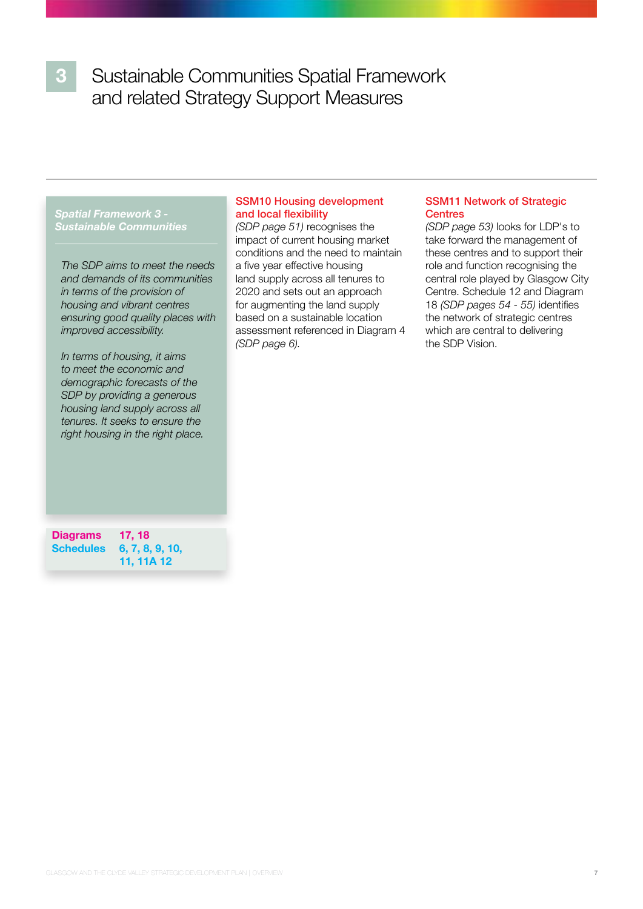# 3 Sustainable Communities Spatial Framework and related Strategy Support Measures

***Spatial Framework 3 - Sustainable Communities***

*The SDP aims to meet the needs and demands of its communities in terms of the provision of housing and vibrant centres ensuring good quality places with improved accessibility.*

*In terms of housing, it aims to meet the economic and demographic forecasts of the SDP by providing a generous housing land supply across all tenures. It seeks to ensure the right housing in the right place.*

**Diagrams** 17, 18
**Schedules** 6, 7, 8, 9, 10, 11, 11A 12

### SSM10 Housing development and local flexibility

*(SDP page 51)* recognises the impact of current housing market conditions and the need to maintain a five year effective housing land supply across all tenures to 2020 and sets out an approach for augmenting the land supply based on a sustainable location assessment referenced in Diagram 4 *(SDP page 6).*

### SSM11 Network of Strategic Centres

*(SDP page 53)* looks for LDP's to take forward the management of these centres and to support their role and function recognising the central role played by Glasgow City Centre. Schedule 12 and Diagram 18 *(SDP pages 54 - 55)* identifies the network of strategic centres which are central to delivering the SDP Vision.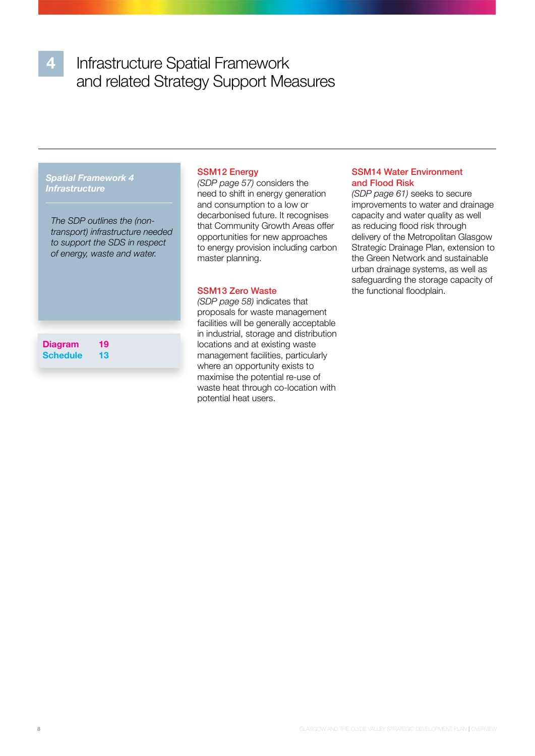# 4 Infrastructure Spatial Framework and related Strategy Support Measures

***Spatial Framework 4 Infrastructure***

*The SDP outlines the (non-transport) infrastructure needed to support the SDS in respect of energy, waste and water.*

**Diagram** 19
**Schedule** 13

### SSM12 Energy

*(SDP page 57)* considers the need to shift in energy generation and consumption to a low or decarbonised future. It recognises that Community Growth Areas offer opportunities for new approaches to energy provision including carbon master planning.

### SSM13 Zero Waste

*(SDP page 58)* indicates that proposals for waste management facilities will be generally acceptable in industrial, storage and distribution locations and at existing waste management facilities, particularly where an opportunity exists to maximise the potential re-use of waste heat through co-location with potential heat users.

### SSM14 Water Environment and Flood Risk

*(SDP page 61)* seeks to secure improvements to water and drainage capacity and water quality as well as reducing flood risk through delivery of the Metropolitan Glasgow Strategic Drainage Plan, extension to the Green Network and sustainable urban drainage systems, as well as safeguarding the storage capacity of the functional floodplain.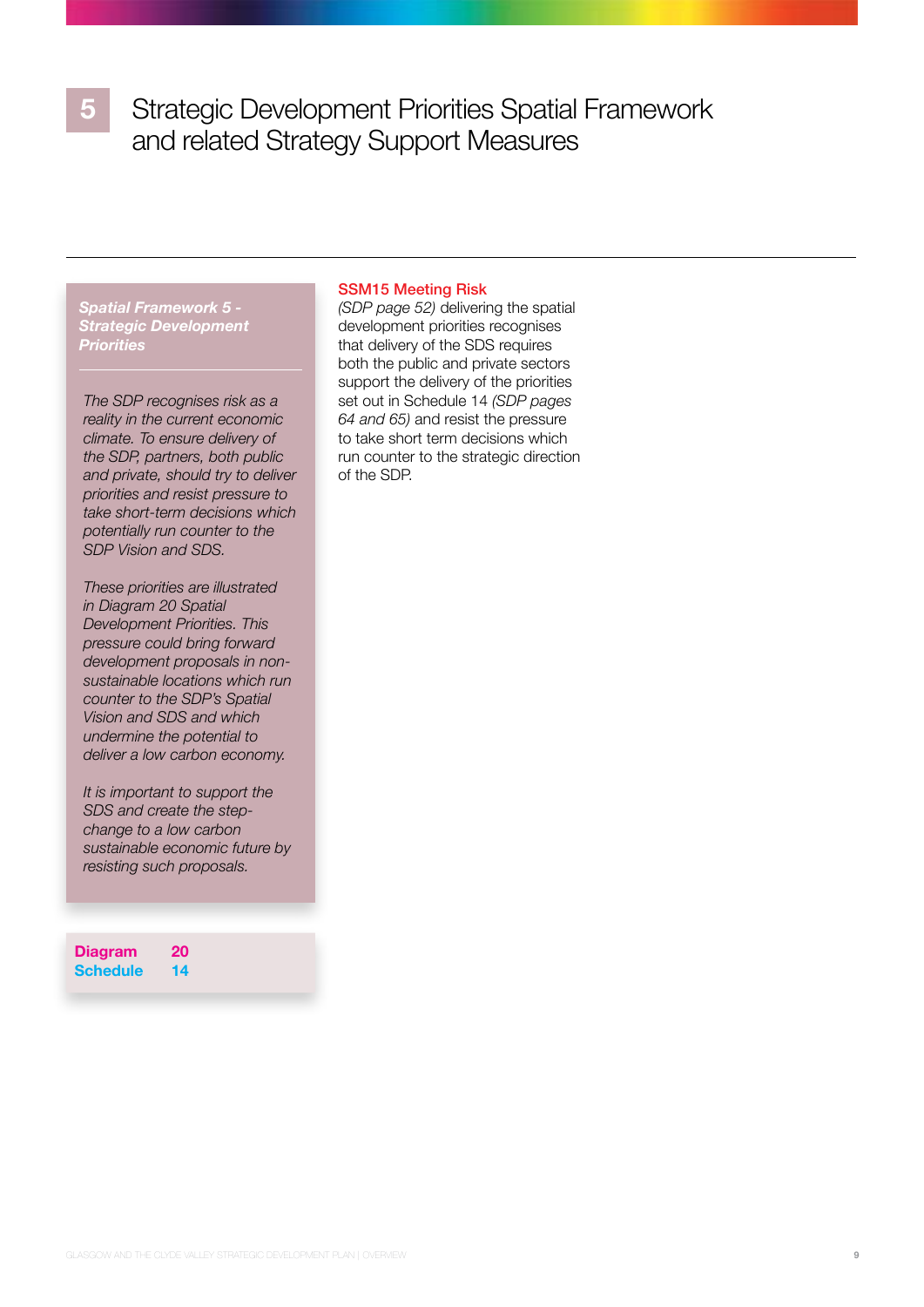# 5 Strategic Development Priorities Spatial Framework and related Strategy Support Measures

***Spatial Framework 5 - Strategic Development Priorities***

*The SDP recognises risk as a reality in the current economic climate. To ensure delivery of the SDP, partners, both public and private, should try to deliver priorities and resist pressure to take short-term decisions which potentially run counter to the SDP Vision and SDS.*

*These priorities are illustrated in Diagram 20 Spatial Development Priorities. This pressure could bring forward development proposals in non-sustainable locations which run counter to the SDP's Spatial Vision and SDS and which undermine the potential to deliver a low carbon economy.*

*It is important to support the SDS and create the step-change to a low carbon sustainable economic future by resisting such proposals.*

| | |
|---|---|
| **Diagram** | **20** |
| **Schedule** | **14** |

### SSM15 Meeting Risk

*(SDP page 52)* delivering the spatial development priorities recognises that delivery of the SDS requires both the public and private sectors support the delivery of the priorities set out in Schedule 14 *(SDP pages 64 and 65)* and resist the pressure to take short term decisions which run counter to the strategic direction of the SDP.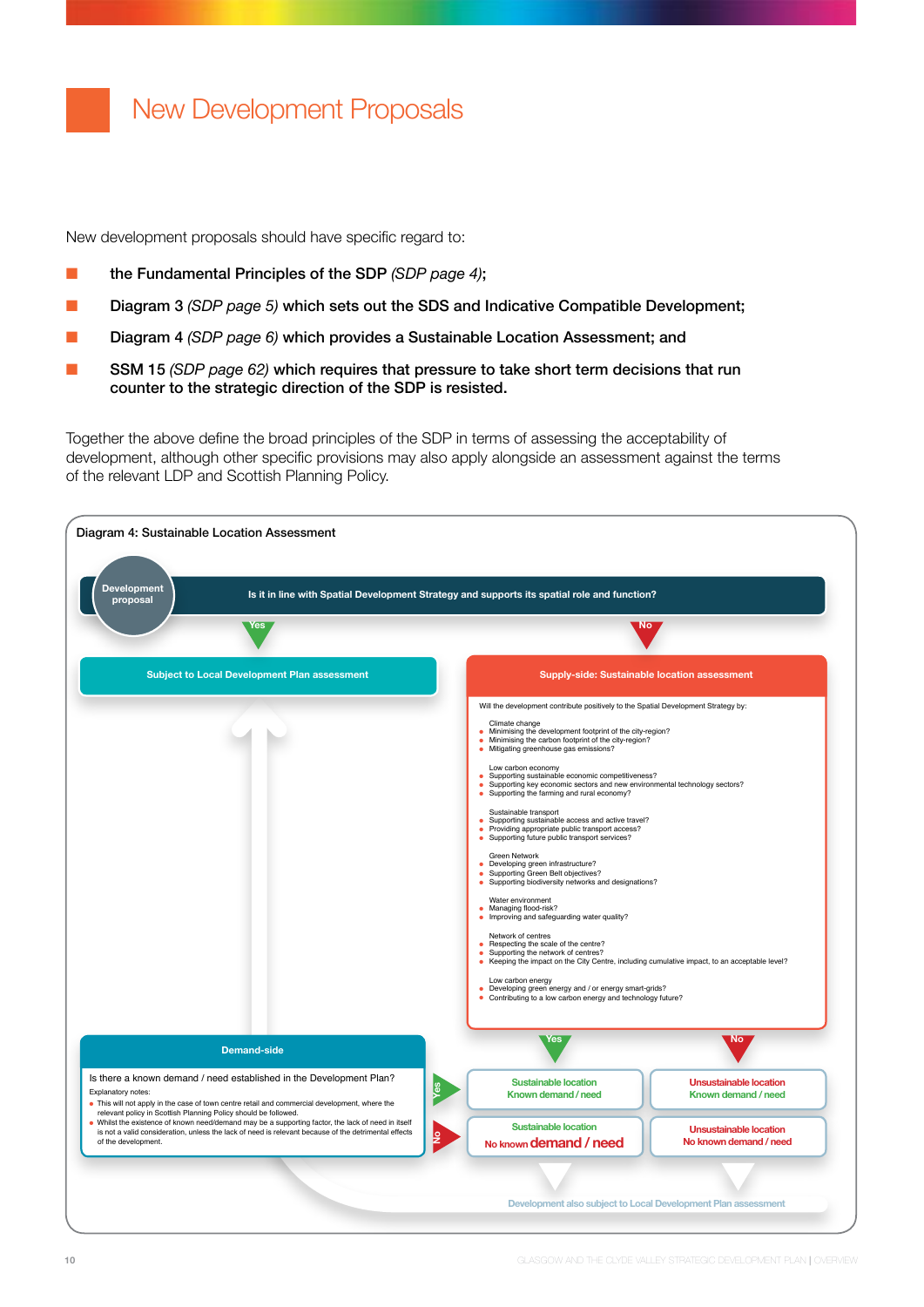# New Development Proposals

New development proposals should have specific regard to:

- **the Fundamental Principles of the SDP** *(SDP page 4)*;
- **Diagram 3** *(SDP page 5)* **which sets out the SDS and Indicative Compatible Development;**
- **Diagram 4** *(SDP page 6)* **which provides a Sustainable Location Assessment; and**
- **SSM 15** *(SDP page 62)* **which requires that pressure to take short term decisions that run counter to the strategic direction of the SDP is resisted.**

Together the above define the broad principles of the SDP in terms of assessing the acceptability of development, although other specific provisions may also apply alongside an assessment against the terms of the relevant LDP and Scottish Planning Policy.

**Diagram 4: Sustainable Location Assessment**

**Development proposal**

**Is it in line with Spatial Development Strategy and supports its spatial role and function?**

Yes → **Subject to Local Development Plan assessment**

No → **Supply-side: Sustainable location assessment**

Will the development contribute positively to the Spatial Development Strategy by:

Climate change
- Minimising the development footprint of the city-region?
- Minimising the carbon footprint of the city-region?
- Mitigating greenhouse gas emissions?

Low carbon economy
- Supporting sustainable economic competitiveness?
- Supporting key economic sectors and new environmental technology sectors?
- Supporting the farming and rural economy?

Sustainable transport
- Supporting sustainable access and active travel?
- Providing appropriate public transport access?
- Supporting future public transport services?

Green Network
- Developing green infrastructure?
- Supporting Green Belt objectives?
- Supporting biodiversity networks and designations?

Water environment
- Managing flood-risk?
- Improving and safeguarding water quality?

Network of centres
- Respecting the scale of the centre?
- Supporting the network of centres?
- Keeping the impact on the City Centre, including cumulative impact, to an acceptable level?

Low carbon energy
- Developing green energy and / or energy smart-grids?
- Contributing to a low carbon energy and technology future?

**Demand-side**

Is there a known demand / need established in the Development Plan?

Explanatory notes:
- This will not apply in the case of town centre retail and commercial development, where the relevant policy in Scottish Planning Policy should be followed.
- Whilst the existence of known need/demand may be a supporting factor, the lack of need in itself is not a valid consideration, unless the lack of need is relevant because of the detrimental effects of the development.

| | Supply-side: Yes | Supply-side: No |
|---|---|---|
| Demand-side: Yes | Sustainable location – Known demand / need | Unsustainable location – Known demand / need |
| Demand-side: No | Sustainable location – No known demand / need | Unsustainable location – No known demand / need |

Development also subject to Local Development Plan assessment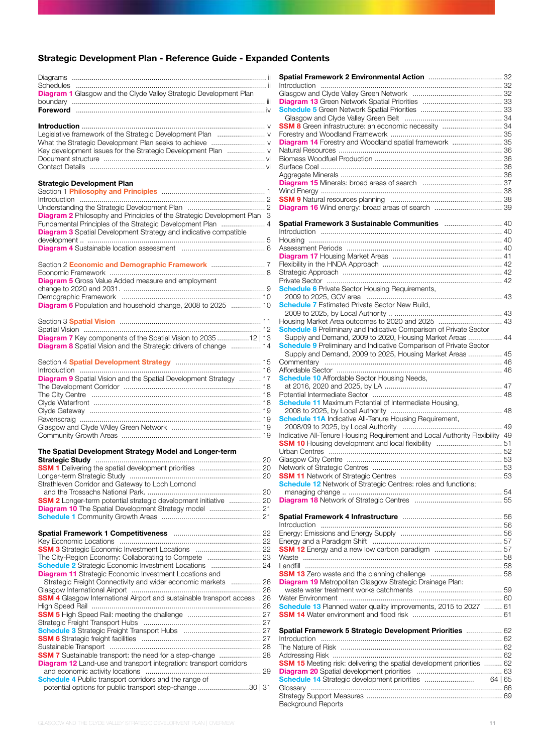## Strategic Development Plan - Reference Guide - Expanded Contents

Diagrams ... ii
Schedules ... ii
**Diagram 1** Glasgow and the Clyde Valley Strategic Development Plan boundary ... iii
**Foreword** ... iv

**Introduction** ... v
Legislative framework of the Strategic Development Plan ... v
What the Strategic Development Plan seeks to achieve ... v
Key development issues for the Strategic Development Plan ... v
Document structure ... vi
Contact Details ... vi

**Strategic Development Plan**
Section 1 **Philosophy and Principles** ... 1
Introduction ... 2
Understanding the Strategic Development Plan ... 2
**Diagram 2** Philosophy and Principles of the Strategic Development Plan ... 3
Fundamental Principles of the Strategic Development Plan ... 4
**Diagram 3** Spatial Development Strategy and indicative compatible development ... 5
**Diagram 4** Sustainable location assessment ... 6

Section 2 **Economic and Demographic Framework** ... 7
Economic Framework ... 8
**Diagram 5** Gross Value Added measure and employment change to 2020 and 2031. ... 9
Demographic Framework ... 10
**Diagram 6** Population and household change, 2008 to 2025 ... 10

Section 3 **Spatial Vision** ... 11
Spatial Vision ... 12
**Diagram 7** Key components of the Spatial Vision to 2035 ... 12 | 13
**Diagram 8** Spatial Vision and the Strategic drivers of change ... 14

Section 4 **Spatial Development Strategy** ... 15
Introduction ... 16
**Diagram 9** Spatial Vision and the Spatial Development Strategy ... 17
The Development Corridor ... 18
The City Centre ... 18
Clyde Waterfront ... 18
Clyde Gateway ... 19
Ravenscraig ... 19
Glasgow and Clyde VAlley Green Network ... 19
Community Growth Areas ... 19

**The Spatial Development Strategy Model and Longer-term Strategic Study** ... 20
**SSM 1** Delivering the spatial development priorities ... 20
Longer-term Strategic Study ... 20
Strathleven Corridor and Gateway to Loch Lomond and the Trossachs National Park. ... 20
**SSM 2** Longer-term potential strategic development initiative ... 20
**Diagram 10** The Spatial Development Strategy model ... 21
**Schedule 1** Community Growth Areas ... 21

**Spatial Framework 1 Competitiveness** ... 22
Key Economic Locations ... 22
**SSM 3** Strategic Economic Investment Locations ... 22
The City-Region Economy: Collaborating to Compete ... 23
**Schedule 2** Strategic Economic Investment Locations ... 24
**Diagram 11** Strategic Economic Investment Locations and Strategic Freight Connectivity and wider economic markets ... 26
Glasgow International Airport ... 26
**SSM 4** Glasgow International Airport and sustainable transport access ... 26
High Speed Rail ... 26
**SSM 5** High Speed Rail: meeting the challenge ... 27
Strategic Freight Transport Hubs ... 27
**Schedule 3** Strategic Freight Transport Hubs ... 27
**SSM 6** Strategic freight facilities ... 27
Sustainable Transport ... 28
**SSM 7** Sustainable transport: the need for a step-change ... 28
**Diagram 12** Land-use and transport integration: transport corridors and economic activity locations ... 29
**Schedule 4** Public transport corridors and the range of potential options for public transport step-change ... 30 | 31

**Spatial Framework 2 Environmental Action** ... 32
Introduction ... 32
Glasgow and Clyde Valley Green Network ... 32
**Diagram 13** Green Network Spatial Priorities ... 33
**Schedule 5** Green Network Spatial Priorities ... 33
Glasgow and Clyde Valley Green Belt ... 34
**SSM 8** Green infrastructure: an economic necessity ... 34
Forestry and Woodland Framework ... 35
**Diagram 14** Forestry and Woodland spatial framework ... 35
Natural Resources ... 36
Biomass Woodfuel Production ... 36
Surface Coal ... 36
Aggregate Minerals ... 36
**Diagram 15** Minerals: broad areas of search ... 37
Wind Energy ... 38
**SSM 9** Natural resources planning ... 38
**Diagram 16** Wind energy: broad areas of search ... 39

**Spatial Framework 3 Sustainable Communities** ... 40
Introduction ... 40
Housing ... 40
Assessment Periods ... 40
**Diagram 17** Housing Market Areas ... 41
Flexibility in the HNDA Approach ... 42
Strategic Approach ... 42
Private Sector ... 42
**Schedule 6** Private Sector Housing Requirements, 2009 to 2025, GCV area ... 43
**Schedule 7** Estimated Private Sector New Build, 2009 to 2025, by Local Authority ... 43
Housing Market Area outcomes to 2020 and 2025 ... 43
**Schedule 8** Preliminary and Indicative Comparison of Private Sector Supply and Demand, 2009 to 2020, Housing Market Areas ... 44
**Schedule 9** Preliminary and Indicative Comparison of Private Sector Supply and Demand, 2009 to 2025, Housing Market Areas ... 45
Commentary ... 46
Affordable Sector ... 46
**Schedule 10** Affordable Sector Housing Needs, at 2016, 2020 and 2025, by LA ... 47
Potential Intermediate Sector ... 48
**Schedule 11** Maximum Potential of Intermediate Housing, 2008 to 2025, by Local Authority ... 48
**Schedule 11A** Indicative All-Tenure Housing Requirement, 2008/09 to 2025, by Local Authority ... 49
Indicative All-Tenure Housing Requirement and Local Authority Flexibility ... 49
**SSM 10** Housing development and local flexibility ... 51
Urban Centres ... 52
Glasgow City Centre ... 53
Network of Strategic Centres ... 53
**SSM 11** Network of Strategic Centres ... 53
**Schedule 12** Network of Strategic Centres: roles and functions; managing change .. ... 54
**Diagram 18** Network of Strategic Centres ... 55

**Spatial Framework 4 Infrastructure** ... 56
Introduction ... 56
Energy: Emissions and Energy Supply ... 56
Energy and a Paradigm Shift ... 57
**SSM 12** Energy and a new low carbon paradigm ... 57
Waste ... 58
Landfill ... 58
**SSM 13** Zero waste and the planning challenge ... 58
**Diagram 19** Metropolitan Glasgow Strategic Drainage Plan: waste water treatment works catchments ... 59
Water Environment ... 60
**Schedule 13** Planned water quality improvements, 2015 to 2027 ... 61
**SSM 14** Water environment and flood risk ... 61

**Spatial Framework 5 Strategic Development Priorities** ... 62
Introduction ... 62
The Nature of Risk ... 62
Addressing Risk ... 62
**SSM 15** Meeting risk: delivering the spatial development priorities ... 62
**Diagram 20** Spatial development priorities ... 63
**Schedule 14** Strategic development priorities ... 64 | 65
Glossary ... 66
Strategy Support Measures ... 69
Background Reports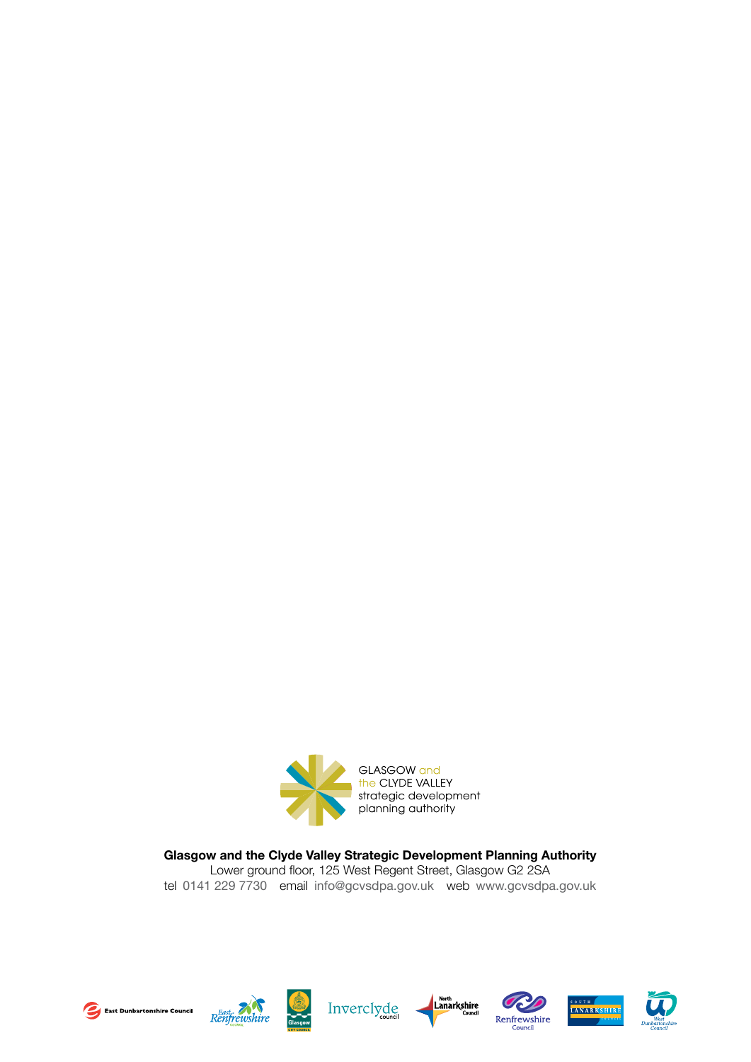GLASGOW and the CLYDE VALLEY strategic development planning authority

**Glasgow and the Clyde Valley Strategic Development Planning Authority**

Lower ground floor, 125 West Regent Street, Glasgow G2 2SA

tel 0141 229 7730 email info@gcvsdpa.gov.uk web www.gcvsdpa.gov.uk

East Dunbartonshire Council

East Renfrewshire Council

Glasgow City Council

Inverclyde council

North Lanarkshire Council

Renfrewshire Council

South Lanarkshire Council

West Dunbartonshire Council